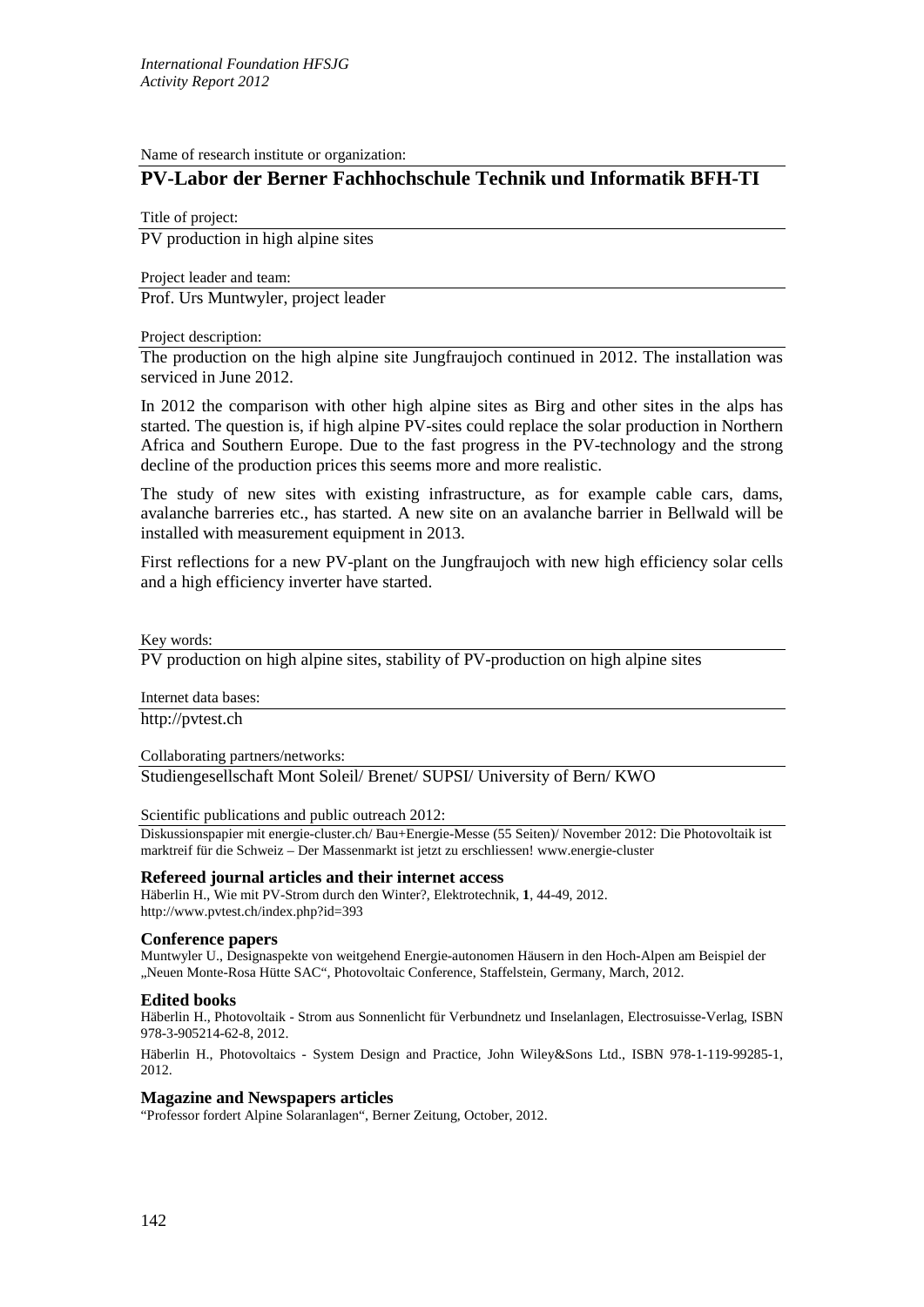Name of research institute or organization:

## PV-Labor der Berner Fachhochschule Technik und Informatik BFH-TI

Title of project:

PV production in high alpine sites

Project leader and team:

Prof. Urs Muntwyler, project leader

Project description:

The production on the high alpine site Jungfraujoch continued in 2012. The installation was serviced in June 2012.

In 2012 the comparison with other high alpine sites as Birg and other sites in the alps has started. The question is, if high alpine PV-sites could replace the solar production in Northern Africa and Southern Europe. Due to the fast progress in the PV-technology and the strong decline of the production prices this seems more and more realistic.

The study of new sites with existing infrastructure, as for example cable cars, dams, avalanche barreries etc., has started. A new site on an avalanche barrier in Bellwald will be installed with measurement equipment in 2013.

First reflections for a new PV-plant on the Jungfraujoch with new high efficiency solar cells and a high efficiency inverter have started.

Key words:

PV production on high alpine sites, stability of PV-production on high alpine sites

Internet data bases:

http://pvtest.ch

Collaborating partners/networks:

Studiengesellschaft Mont Soleil/ Brenet/ SUPSI/ University of Bern/ KWO

Scientific publications and public outreach 2012:

Diskussionspapier mit energie-cluster.ch/ Bau+Energie-Messe (55 Seiten)/ November 2012: Die Photovoltaik ist marktreif für die Schweiz – Der Massenmarkt ist jetzt zu erschliessen! www.energie-cluster

### Refereed journal articles and their internet access

Häberlin H., Wie mit PV-Strom durch den Winter?, Elektrotechnik, **1**, 44-49, 2012.
http://www.pvtest.ch/index.php?id=393

### Conference papers

Muntwyler U., Designaspekte von weitgehend Energie-autonomen Häusern in den Hoch-Alpen am Beispiel der „Neuen Monte-Rosa Hütte SAC", Photovoltaic Conference, Staffelstein, Germany, March, 2012.

### Edited books

Häberlin H., Photovoltaik - Strom aus Sonnenlicht für Verbundnetz und Inselanlagen, Electrosuisse-Verlag, ISBN 978-3-905214-62-8, 2012.

Häberlin H., Photovoltaics - System Design and Practice, John Wiley&Sons Ltd., ISBN 978-1-119-99285-1, 2012.

### Magazine and Newspapers articles

"Professor fordert Alpine Solaranlagen", Berner Zeitung, October, 2012.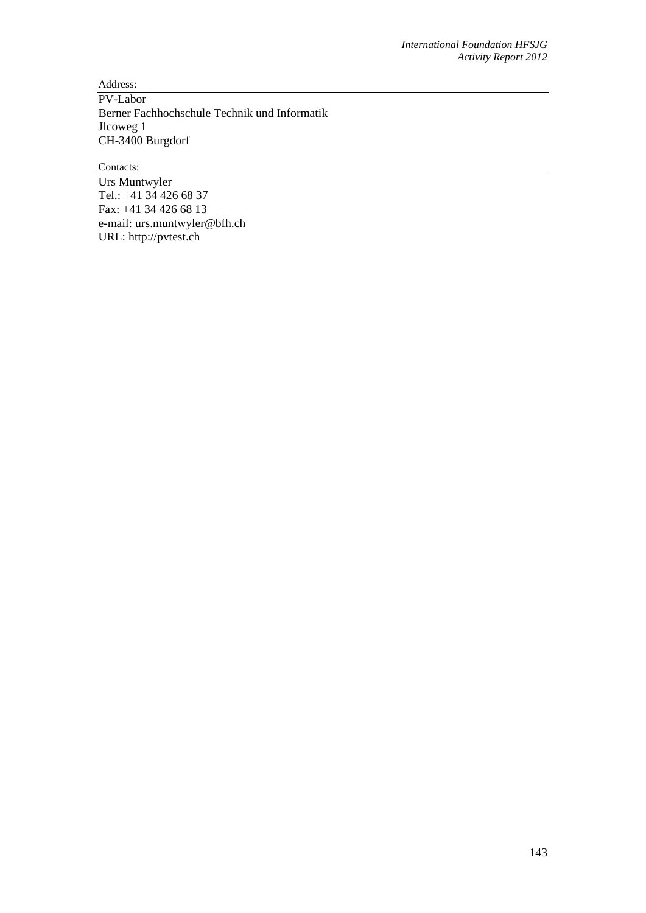Address:

PV-Labor
Berner Fachhochschule Technik und Informatik
Jlcoweg 1
CH-3400 Burgdorf

Contacts:

Urs Muntwyler
Tel.: +41 34 426 68 37
Fax: +41 34 426 68 13
e-mail: urs.muntwyler@bfh.ch
URL: http://pvtest.ch